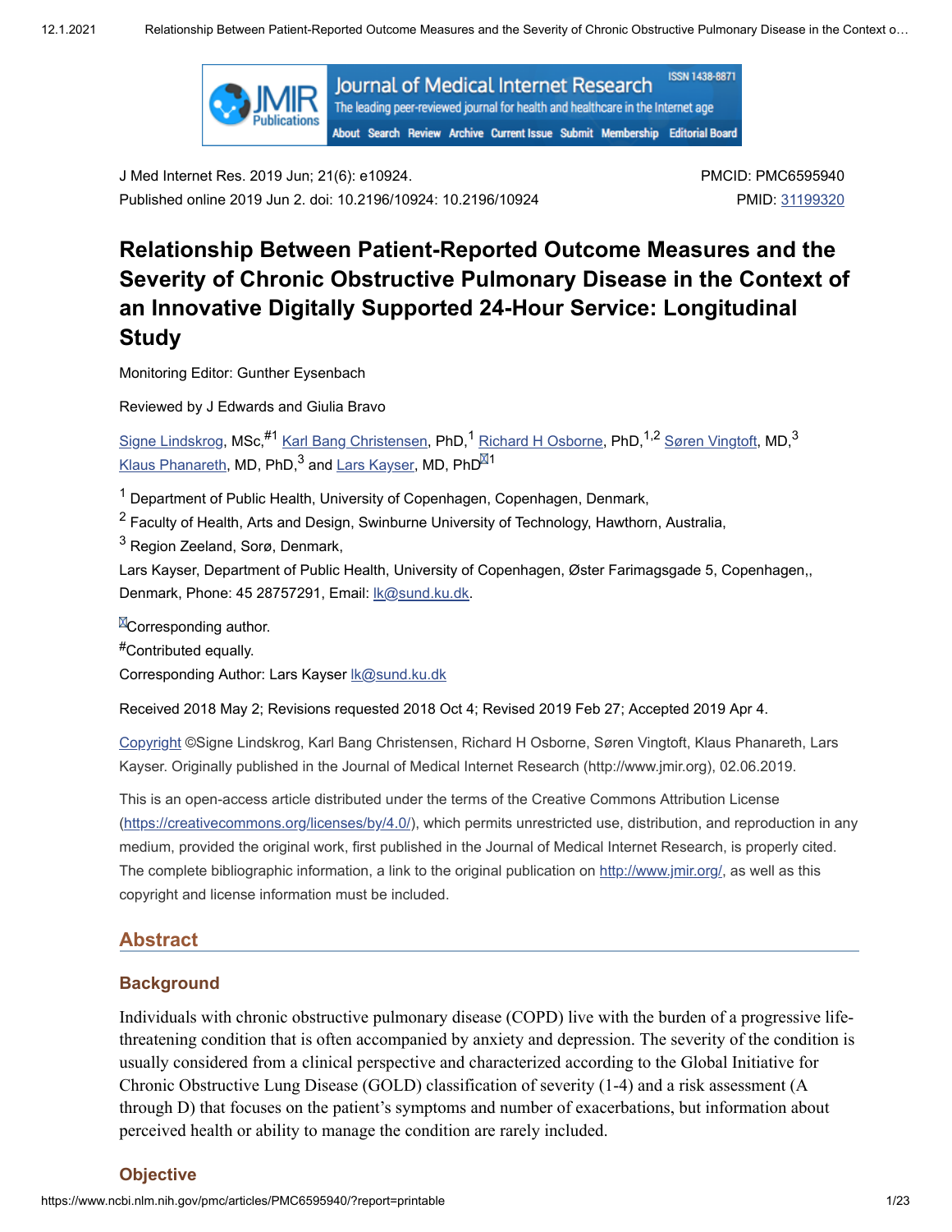J Med Internet Res. 2019 Jun; 21(6): e10924.
Published online 2019 Jun 2. doi: 10.2196/10924: 10.2196/10924

PMCID: PMC6595940
PMID: 31199320

# Relationship Between Patient-Reported Outcome Measures and the Severity of Chronic Obstructive Pulmonary Disease in the Context of an Innovative Digitally Supported 24-Hour Service: Longitudinal Study

Monitoring Editor: Gunther Eysenbach

Reviewed by J Edwards and Giulia Bravo

Signe Lindskrog, MSc,[#1] Karl Bang Christensen, PhD,[1] Richard H Osborne, PhD,[1,2] Søren Vingtoft, MD,[3] Klaus Phanareth, MD, PhD,[3] and Lars Kayser, MD, PhD[1]

[1] Department of Public Health, University of Copenhagen, Copenhagen, Denmark,
[2] Faculty of Health, Arts and Design, Swinburne University of Technology, Hawthorn, Australia,
[3] Region Zeeland, Sorø, Denmark,
Lars Kayser, Department of Public Health, University of Copenhagen, Øster Farimagsgade 5, Copenhagen,, Denmark, Phone: 45 28757291, Email: lk@sund.ku.dk.

Corresponding author.
[#]Contributed equally.
Corresponding Author: Lars Kayser lk@sund.ku.dk

Received 2018 May 2; Revisions requested 2018 Oct 4; Revised 2019 Feb 27; Accepted 2019 Apr 4.

Copyright ©Signe Lindskrog, Karl Bang Christensen, Richard H Osborne, Søren Vingtoft, Klaus Phanareth, Lars Kayser. Originally published in the Journal of Medical Internet Research (http://www.jmir.org), 02.06.2019.

This is an open-access article distributed under the terms of the Creative Commons Attribution License (https://creativecommons.org/licenses/by/4.0/), which permits unrestricted use, distribution, and reproduction in any medium, provided the original work, first published in the Journal of Medical Internet Research, is properly cited. The complete bibliographic information, a link to the original publication on http://www.jmir.org/, as well as this copyright and license information must be included.

## Abstract

### Background

Individuals with chronic obstructive pulmonary disease (COPD) live with the burden of a progressive life-threatening condition that is often accompanied by anxiety and depression. The severity of the condition is usually considered from a clinical perspective and characterized according to the Global Initiative for Chronic Obstructive Lung Disease (GOLD) classification of severity (1-4) and a risk assessment (A through D) that focuses on the patient's symptoms and number of exacerbations, but information about perceived health or ability to manage the condition are rarely included.

### Objective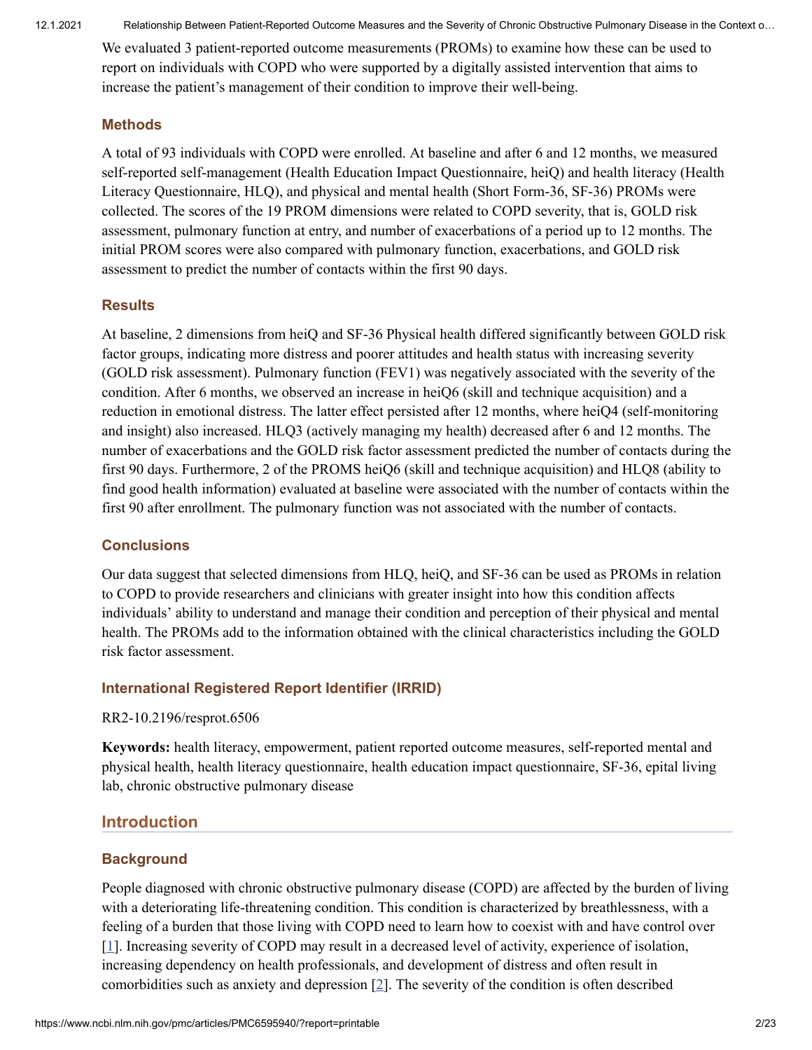We evaluated 3 patient-reported outcome measurements (PROMs) to examine how these can be used to report on individuals with COPD who were supported by a digitally assisted intervention that aims to increase the patient's management of their condition to improve their well-being.

### Methods

A total of 93 individuals with COPD were enrolled. At baseline and after 6 and 12 months, we measured self-reported self-management (Health Education Impact Questionnaire, heiQ) and health literacy (Health Literacy Questionnaire, HLQ), and physical and mental health (Short Form-36, SF-36) PROMs were collected. The scores of the 19 PROM dimensions were related to COPD severity, that is, GOLD risk assessment, pulmonary function at entry, and number of exacerbations of a period up to 12 months. The initial PROM scores were also compared with pulmonary function, exacerbations, and GOLD risk assessment to predict the number of contacts within the first 90 days.

### Results

At baseline, 2 dimensions from heiQ and SF-36 Physical health differed significantly between GOLD risk factor groups, indicating more distress and poorer attitudes and health status with increasing severity (GOLD risk assessment). Pulmonary function (FEV1) was negatively associated with the severity of the condition. After 6 months, we observed an increase in heiQ6 (skill and technique acquisition) and a reduction in emotional distress. The latter effect persisted after 12 months, where heiQ4 (self-monitoring and insight) also increased. HLQ3 (actively managing my health) decreased after 6 and 12 months. The number of exacerbations and the GOLD risk factor assessment predicted the number of contacts during the first 90 days. Furthermore, 2 of the PROMS heiQ6 (skill and technique acquisition) and HLQ8 (ability to find good health information) evaluated at baseline were associated with the number of contacts within the first 90 after enrollment. The pulmonary function was not associated with the number of contacts.

### Conclusions

Our data suggest that selected dimensions from HLQ, heiQ, and SF-36 can be used as PROMs in relation to COPD to provide researchers and clinicians with greater insight into how this condition affects individuals' ability to understand and manage their condition and perception of their physical and mental health. The PROMs add to the information obtained with the clinical characteristics including the GOLD risk factor assessment.

### International Registered Report Identifier (IRRID)

RR2-10.2196/resprot.6506

**Keywords:** health literacy, empowerment, patient reported outcome measures, self-reported mental and physical health, health literacy questionnaire, health education impact questionnaire, SF-36, epital living lab, chronic obstructive pulmonary disease

## Introduction

### Background

People diagnosed with chronic obstructive pulmonary disease (COPD) are affected by the burden of living with a deteriorating life-threatening condition. This condition is characterized by breathlessness, with a feeling of a burden that those living with COPD need to learn how to coexist with and have control over [1]. Increasing severity of COPD may result in a decreased level of activity, experience of isolation, increasing dependency on health professionals, and development of distress and often result in comorbidities such as anxiety and depression [2]. The severity of the condition is often described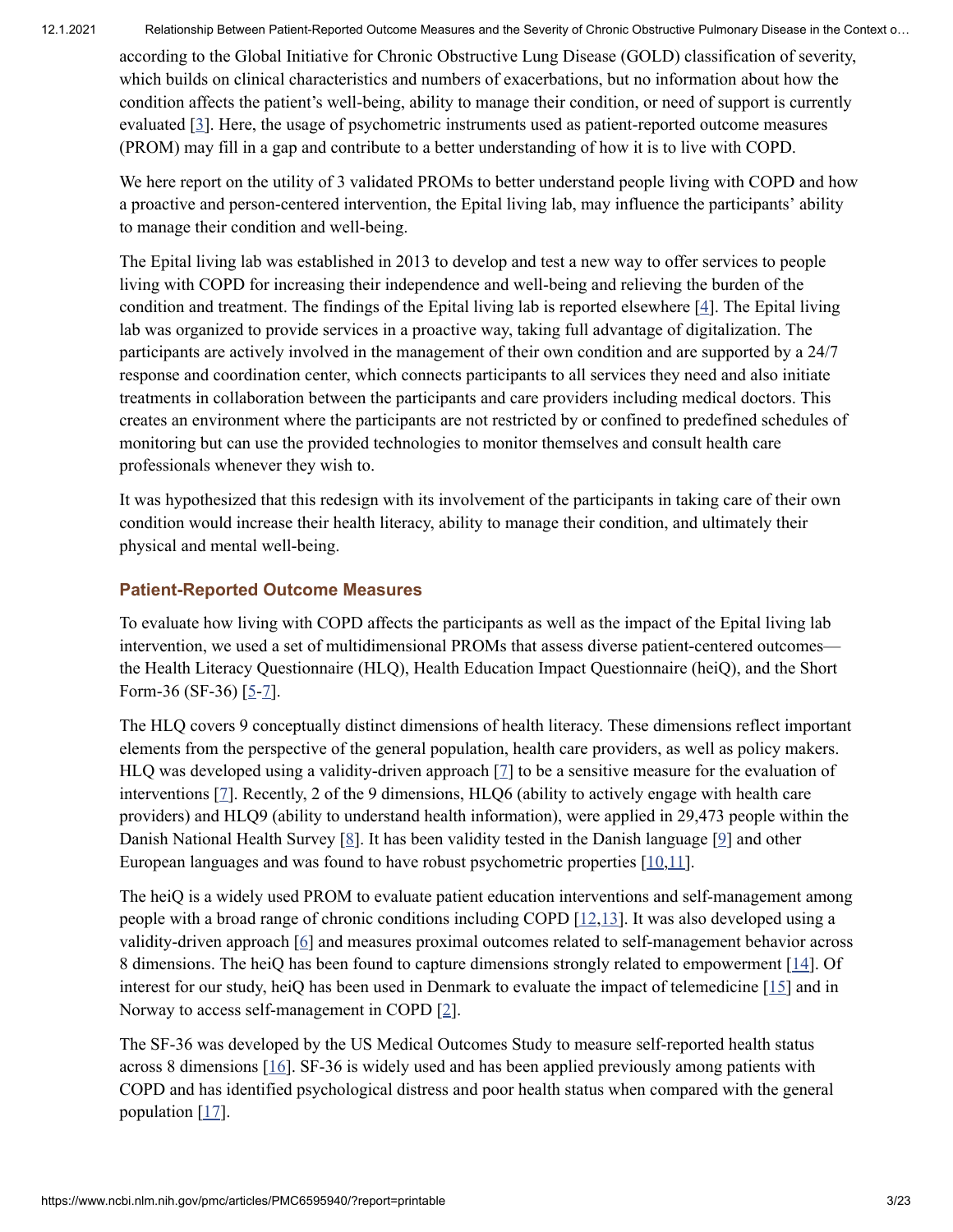according to the Global Initiative for Chronic Obstructive Lung Disease (GOLD) classification of severity, which builds on clinical characteristics and numbers of exacerbations, but no information about how the condition affects the patient's well-being, ability to manage their condition, or need of support is currently evaluated [3]. Here, the usage of psychometric instruments used as patient-reported outcome measures (PROM) may fill in a gap and contribute to a better understanding of how it is to live with COPD.

We here report on the utility of 3 validated PROMs to better understand people living with COPD and how a proactive and person-centered intervention, the Epital living lab, may influence the participants' ability to manage their condition and well-being.

The Epital living lab was established in 2013 to develop and test a new way to offer services to people living with COPD for increasing their independence and well-being and relieving the burden of the condition and treatment. The findings of the Epital living lab is reported elsewhere [4]. The Epital living lab was organized to provide services in a proactive way, taking full advantage of digitalization. The participants are actively involved in the management of their own condition and are supported by a 24/7 response and coordination center, which connects participants to all services they need and also initiate treatments in collaboration between the participants and care providers including medical doctors. This creates an environment where the participants are not restricted by or confined to predefined schedules of monitoring but can use the provided technologies to monitor themselves and consult health care professionals whenever they wish to.

It was hypothesized that this redesign with its involvement of the participants in taking care of their own condition would increase their health literacy, ability to manage their condition, and ultimately their physical and mental well-being.

### Patient-Reported Outcome Measures

To evaluate how living with COPD affects the participants as well as the impact of the Epital living lab intervention, we used a set of multidimensional PROMs that assess diverse patient-centered outcomes—the Health Literacy Questionnaire (HLQ), Health Education Impact Questionnaire (heiQ), and the Short Form-36 (SF-36) [5-7].

The HLQ covers 9 conceptually distinct dimensions of health literacy. These dimensions reflect important elements from the perspective of the general population, health care providers, as well as policy makers. HLQ was developed using a validity-driven approach [7] to be a sensitive measure for the evaluation of interventions [7]. Recently, 2 of the 9 dimensions, HLQ6 (ability to actively engage with health care providers) and HLQ9 (ability to understand health information), were applied in 29,473 people within the Danish National Health Survey [8]. It has been validity tested in the Danish language [9] and other European languages and was found to have robust psychometric properties [10,11].

The heiQ is a widely used PROM to evaluate patient education interventions and self-management among people with a broad range of chronic conditions including COPD [12,13]. It was also developed using a validity-driven approach [6] and measures proximal outcomes related to self-management behavior across 8 dimensions. The heiQ has been found to capture dimensions strongly related to empowerment [14]. Of interest for our study, heiQ has been used in Denmark to evaluate the impact of telemedicine [15] and in Norway to access self-management in COPD [2].

The SF-36 was developed by the US Medical Outcomes Study to measure self-reported health status across 8 dimensions [16]. SF-36 is widely used and has been applied previously among patients with COPD and has identified psychological distress and poor health status when compared with the general population [17].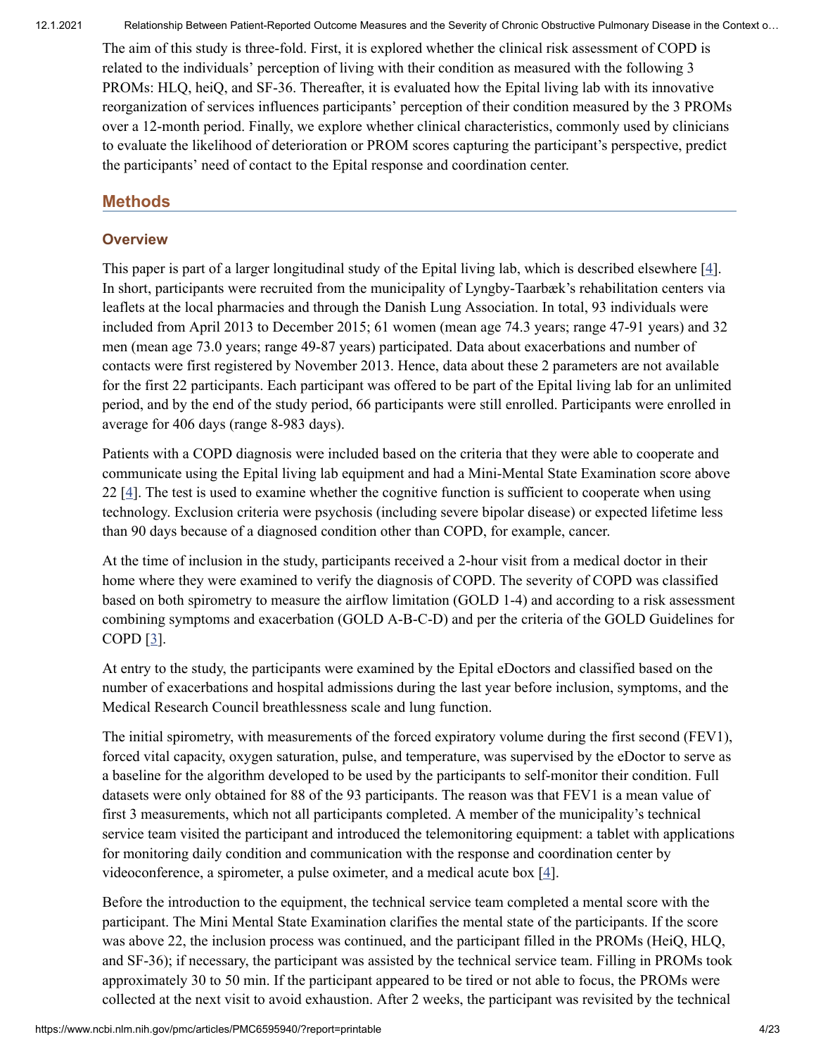The aim of this study is three-fold. First, it is explored whether the clinical risk assessment of COPD is related to the individuals' perception of living with their condition as measured with the following 3 PROMs: HLQ, heiQ, and SF-36. Thereafter, it is evaluated how the Epital living lab with its innovative reorganization of services influences participants' perception of their condition measured by the 3 PROMs over a 12-month period. Finally, we explore whether clinical characteristics, commonly used by clinicians to evaluate the likelihood of deterioration or PROM scores capturing the participant's perspective, predict the participants' need of contact to the Epital response and coordination center.

## Methods

### Overview

This paper is part of a larger longitudinal study of the Epital living lab, which is described elsewhere [4]. In short, participants were recruited from the municipality of Lyngby-Taarbæk's rehabilitation centers via leaflets at the local pharmacies and through the Danish Lung Association. In total, 93 individuals were included from April 2013 to December 2015; 61 women (mean age 74.3 years; range 47-91 years) and 32 men (mean age 73.0 years; range 49-87 years) participated. Data about exacerbations and number of contacts were first registered by November 2013. Hence, data about these 2 parameters are not available for the first 22 participants. Each participant was offered to be part of the Epital living lab for an unlimited period, and by the end of the study period, 66 participants were still enrolled. Participants were enrolled in average for 406 days (range 8-983 days).

Patients with a COPD diagnosis were included based on the criteria that they were able to cooperate and communicate using the Epital living lab equipment and had a Mini-Mental State Examination score above 22 [4]. The test is used to examine whether the cognitive function is sufficient to cooperate when using technology. Exclusion criteria were psychosis (including severe bipolar disease) or expected lifetime less than 90 days because of a diagnosed condition other than COPD, for example, cancer.

At the time of inclusion in the study, participants received a 2-hour visit from a medical doctor in their home where they were examined to verify the diagnosis of COPD. The severity of COPD was classified based on both spirometry to measure the airflow limitation (GOLD 1-4) and according to a risk assessment combining symptoms and exacerbation (GOLD A-B-C-D) and per the criteria of the GOLD Guidelines for COPD [3].

At entry to the study, the participants were examined by the Epital eDoctors and classified based on the number of exacerbations and hospital admissions during the last year before inclusion, symptoms, and the Medical Research Council breathlessness scale and lung function.

The initial spirometry, with measurements of the forced expiratory volume during the first second (FEV1), forced vital capacity, oxygen saturation, pulse, and temperature, was supervised by the eDoctor to serve as a baseline for the algorithm developed to be used by the participants to self-monitor their condition. Full datasets were only obtained for 88 of the 93 participants. The reason was that FEV1 is a mean value of first 3 measurements, which not all participants completed. A member of the municipality's technical service team visited the participant and introduced the telemonitoring equipment: a tablet with applications for monitoring daily condition and communication with the response and coordination center by videoconference, a spirometer, a pulse oximeter, and a medical acute box [4].

Before the introduction to the equipment, the technical service team completed a mental score with the participant. The Mini Mental State Examination clarifies the mental state of the participants. If the score was above 22, the inclusion process was continued, and the participant filled in the PROMs (HeiQ, HLQ, and SF-36); if necessary, the participant was assisted by the technical service team. Filling in PROMs took approximately 30 to 50 min. If the participant appeared to be tired or not able to focus, the PROMs were collected at the next visit to avoid exhaustion. After 2 weeks, the participant was revisited by the technical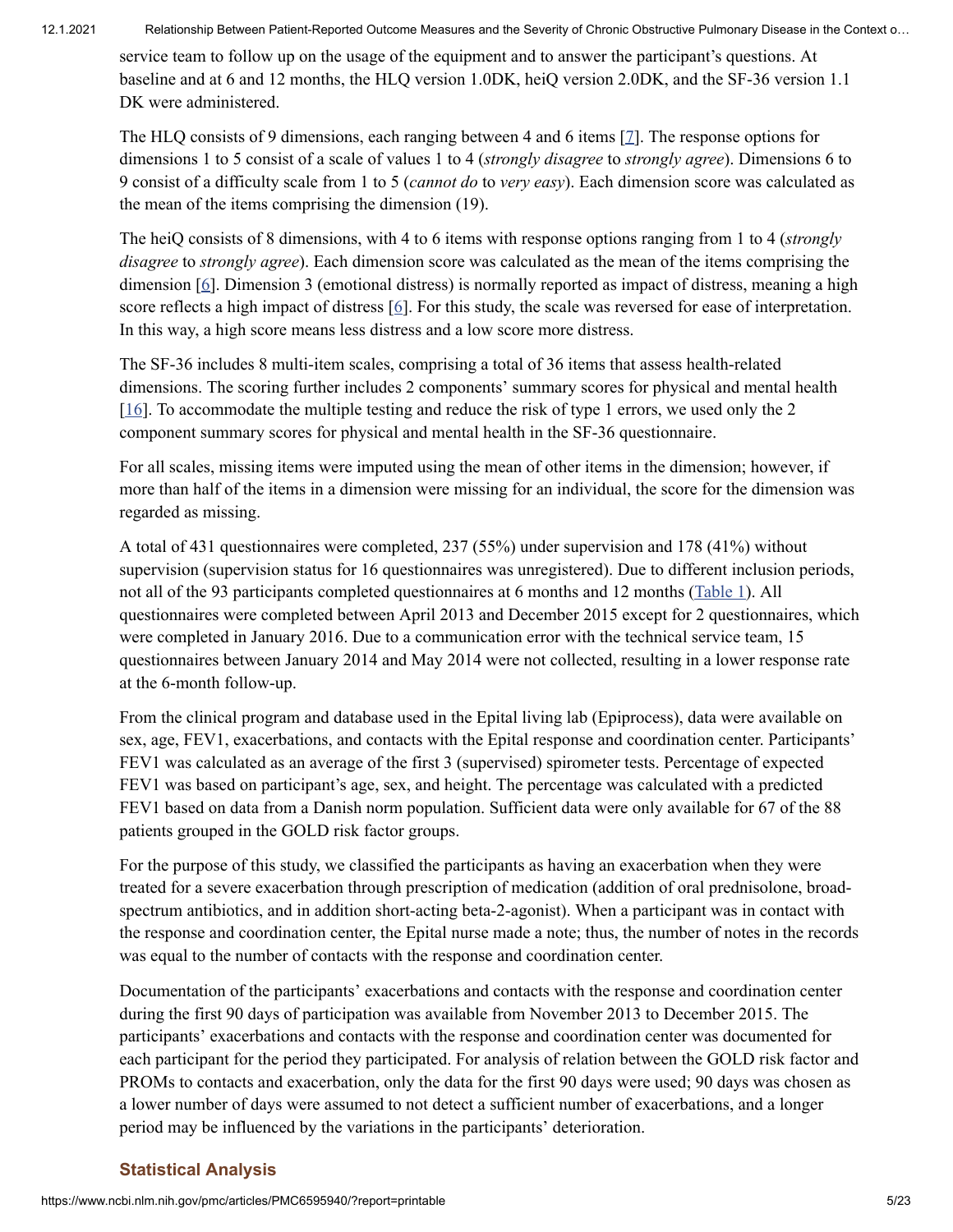service team to follow up on the usage of the equipment and to answer the participant's questions. At baseline and at 6 and 12 months, the HLQ version 1.0DK, heiQ version 2.0DK, and the SF-36 version 1.1 DK were administered.

The HLQ consists of 9 dimensions, each ranging between 4 and 6 items [7]. The response options for dimensions 1 to 5 consist of a scale of values 1 to 4 (*strongly disagree* to *strongly agree*). Dimensions 6 to 9 consist of a difficulty scale from 1 to 5 (*cannot do* to *very easy*). Each dimension score was calculated as the mean of the items comprising the dimension (19).

The heiQ consists of 8 dimensions, with 4 to 6 items with response options ranging from 1 to 4 (*strongly disagree* to *strongly agree*). Each dimension score was calculated as the mean of the items comprising the dimension [6]. Dimension 3 (emotional distress) is normally reported as impact of distress, meaning a high score reflects a high impact of distress [6]. For this study, the scale was reversed for ease of interpretation. In this way, a high score means less distress and a low score more distress.

The SF-36 includes 8 multi-item scales, comprising a total of 36 items that assess health-related dimensions. The scoring further includes 2 components' summary scores for physical and mental health [16]. To accommodate the multiple testing and reduce the risk of type 1 errors, we used only the 2 component summary scores for physical and mental health in the SF-36 questionnaire.

For all scales, missing items were imputed using the mean of other items in the dimension; however, if more than half of the items in a dimension were missing for an individual, the score for the dimension was regarded as missing.

A total of 431 questionnaires were completed, 237 (55%) under supervision and 178 (41%) without supervision (supervision status for 16 questionnaires was unregistered). Due to different inclusion periods, not all of the 93 participants completed questionnaires at 6 months and 12 months (Table 1). All questionnaires were completed between April 2013 and December 2015 except for 2 questionnaires, which were completed in January 2016. Due to a communication error with the technical service team, 15 questionnaires between January 2014 and May 2014 were not collected, resulting in a lower response rate at the 6-month follow-up.

From the clinical program and database used in the Epital living lab (Epiprocess), data were available on sex, age, FEV1, exacerbations, and contacts with the Epital response and coordination center. Participants' FEV1 was calculated as an average of the first 3 (supervised) spirometer tests. Percentage of expected FEV1 was based on participant's age, sex, and height. The percentage was calculated with a predicted FEV1 based on data from a Danish norm population. Sufficient data were only available for 67 of the 88 patients grouped in the GOLD risk factor groups.

For the purpose of this study, we classified the participants as having an exacerbation when they were treated for a severe exacerbation through prescription of medication (addition of oral prednisolone, broad-spectrum antibiotics, and in addition short-acting beta-2-agonist). When a participant was in contact with the response and coordination center, the Epital nurse made a note; thus, the number of notes in the records was equal to the number of contacts with the response and coordination center.

Documentation of the participants' exacerbations and contacts with the response and coordination center during the first 90 days of participation was available from November 2013 to December 2015. The participants' exacerbations and contacts with the response and coordination center was documented for each participant for the period they participated. For analysis of relation between the GOLD risk factor and PROMs to contacts and exacerbation, only the data for the first 90 days were used; 90 days was chosen as a lower number of days were assumed to not detect a sufficient number of exacerbations, and a longer period may be influenced by the variations in the participants' deterioration.

### Statistical Analysis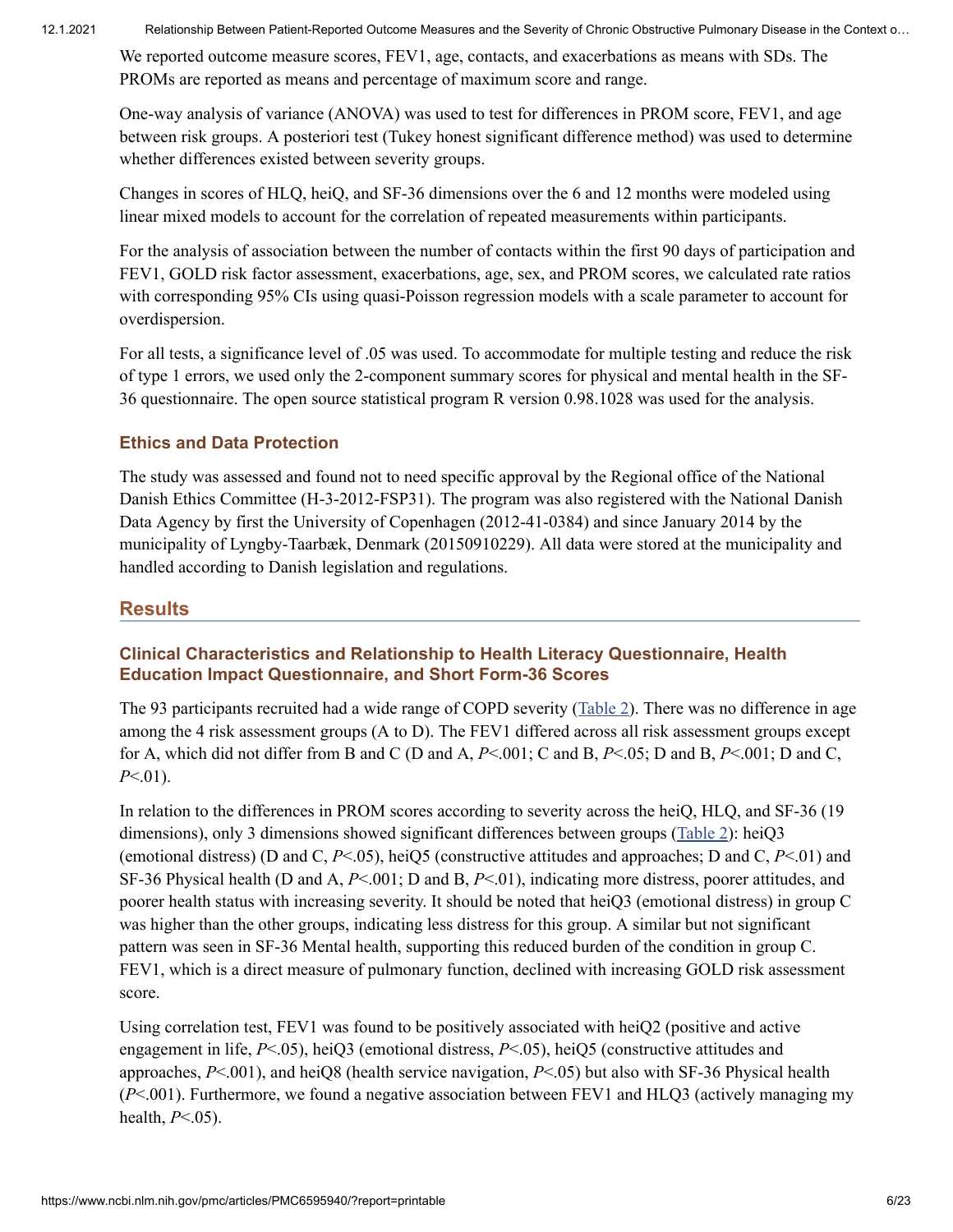We reported outcome measure scores, FEV1, age, contacts, and exacerbations as means with SDs. The PROMs are reported as means and percentage of maximum score and range.

One-way analysis of variance (ANOVA) was used to test for differences in PROM score, FEV1, and age between risk groups. A posteriori test (Tukey honest significant difference method) was used to determine whether differences existed between severity groups.

Changes in scores of HLQ, heiQ, and SF-36 dimensions over the 6 and 12 months were modeled using linear mixed models to account for the correlation of repeated measurements within participants.

For the analysis of association between the number of contacts within the first 90 days of participation and FEV1, GOLD risk factor assessment, exacerbations, age, sex, and PROM scores, we calculated rate ratios with corresponding 95% CIs using quasi-Poisson regression models with a scale parameter to account for overdispersion.

For all tests, a significance level of .05 was used. To accommodate for multiple testing and reduce the risk of type 1 errors, we used only the 2-component summary scores for physical and mental health in the SF-36 questionnaire. The open source statistical program R version 0.98.1028 was used for the analysis.

### Ethics and Data Protection

The study was assessed and found not to need specific approval by the Regional office of the National Danish Ethics Committee (H-3-2012-FSP31). The program was also registered with the National Danish Data Agency by first the University of Copenhagen (2012-41-0384) and since January 2014 by the municipality of Lyngby-Taarbæk, Denmark (20150910229). All data were stored at the municipality and handled according to Danish legislation and regulations.

## Results

### Clinical Characteristics and Relationship to Health Literacy Questionnaire, Health Education Impact Questionnaire, and Short Form-36 Scores

The 93 participants recruited had a wide range of COPD severity (Table 2). There was no difference in age among the 4 risk assessment groups (A to D). The FEV1 differed across all risk assessment groups except for A, which did not differ from B and C (D and A, *P*<.001; C and B, *P*<.05; D and B, *P*<.001; D and C, *P*<.01).

In relation to the differences in PROM scores according to severity across the heiQ, HLQ, and SF-36 (19 dimensions), only 3 dimensions showed significant differences between groups (Table 2): heiQ3 (emotional distress) (D and C, *P*<.05), heiQ5 (constructive attitudes and approaches; D and C, *P*<.01) and SF-36 Physical health (D and A, *P*<.001; D and B, *P*<.01), indicating more distress, poorer attitudes, and poorer health status with increasing severity. It should be noted that heiQ3 (emotional distress) in group C was higher than the other groups, indicating less distress for this group. A similar but not significant pattern was seen in SF-36 Mental health, supporting this reduced burden of the condition in group C. FEV1, which is a direct measure of pulmonary function, declined with increasing GOLD risk assessment score.

Using correlation test, FEV1 was found to be positively associated with heiQ2 (positive and active engagement in life, *P*<.05), heiQ3 (emotional distress, *P*<.05), heiQ5 (constructive attitudes and approaches, *P*<.001), and heiQ8 (health service navigation, *P*<.05) but also with SF-36 Physical health (*P*<.001). Furthermore, we found a negative association between FEV1 and HLQ3 (actively managing my health, *P*<.05).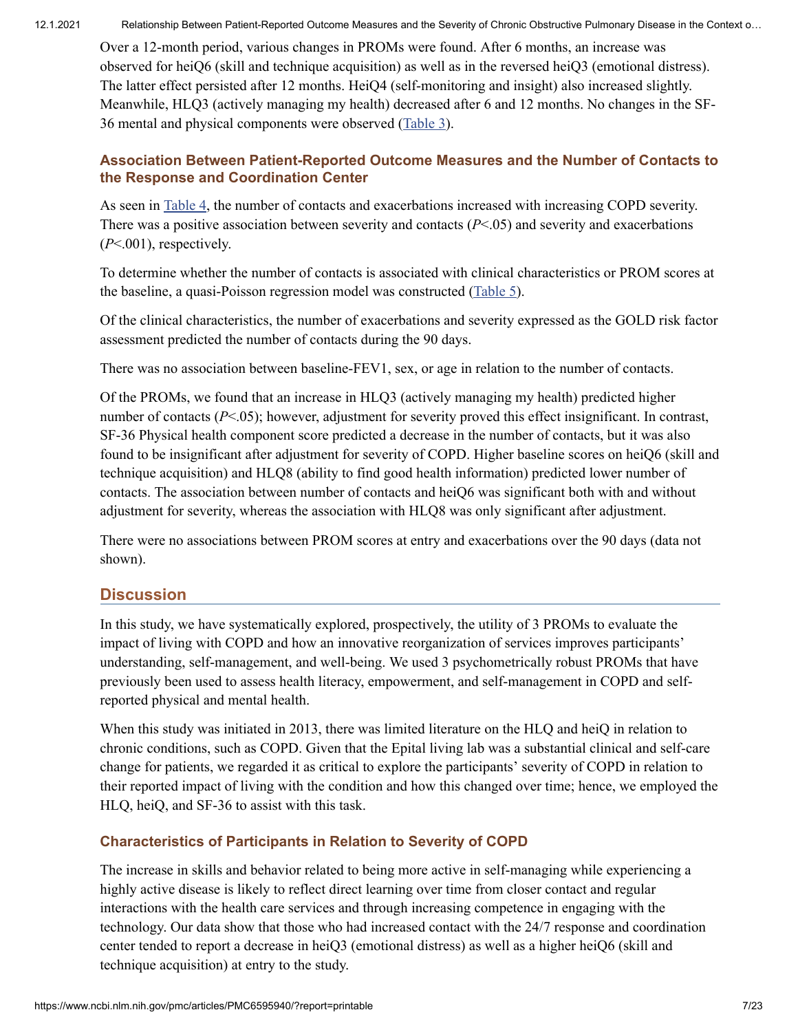Over a 12-month period, various changes in PROMs were found. After 6 months, an increase was observed for heiQ6 (skill and technique acquisition) as well as in the reversed heiQ3 (emotional distress). The latter effect persisted after 12 months. HeiQ4 (self-monitoring and insight) also increased slightly. Meanwhile, HLQ3 (actively managing my health) decreased after 6 and 12 months. No changes in the SF-36 mental and physical components were observed (Table 3).

### Association Between Patient-Reported Outcome Measures and the Number of Contacts to the Response and Coordination Center

As seen in Table 4, the number of contacts and exacerbations increased with increasing COPD severity. There was a positive association between severity and contacts ($P<.05$) and severity and exacerbations ($P<.001$), respectively.

To determine whether the number of contacts is associated with clinical characteristics or PROM scores at the baseline, a quasi-Poisson regression model was constructed (Table 5).

Of the clinical characteristics, the number of exacerbations and severity expressed as the GOLD risk factor assessment predicted the number of contacts during the 90 days.

There was no association between baseline-FEV1, sex, or age in relation to the number of contacts.

Of the PROMs, we found that an increase in HLQ3 (actively managing my health) predicted higher number of contacts ($P<.05$); however, adjustment for severity proved this effect insignificant. In contrast, SF-36 Physical health component score predicted a decrease in the number of contacts, but it was also found to be insignificant after adjustment for severity of COPD. Higher baseline scores on heiQ6 (skill and technique acquisition) and HLQ8 (ability to find good health information) predicted lower number of contacts. The association between number of contacts and heiQ6 was significant both with and without adjustment for severity, whereas the association with HLQ8 was only significant after adjustment.

There were no associations between PROM scores at entry and exacerbations over the 90 days (data not shown).

## Discussion

In this study, we have systematically explored, prospectively, the utility of 3 PROMs to evaluate the impact of living with COPD and how an innovative reorganization of services improves participants' understanding, self-management, and well-being. We used 3 psychometrically robust PROMs that have previously been used to assess health literacy, empowerment, and self-management in COPD and self-reported physical and mental health.

When this study was initiated in 2013, there was limited literature on the HLQ and heiQ in relation to chronic conditions, such as COPD. Given that the Epital living lab was a substantial clinical and self-care change for patients, we regarded it as critical to explore the participants' severity of COPD in relation to their reported impact of living with the condition and how this changed over time; hence, we employed the HLQ, heiQ, and SF-36 to assist with this task.

### Characteristics of Participants in Relation to Severity of COPD

The increase in skills and behavior related to being more active in self-managing while experiencing a highly active disease is likely to reflect direct learning over time from closer contact and regular interactions with the health care services and through increasing competence in engaging with the technology. Our data show that those who had increased contact with the 24/7 response and coordination center tended to report a decrease in heiQ3 (emotional distress) as well as a higher heiQ6 (skill and technique acquisition) at entry to the study.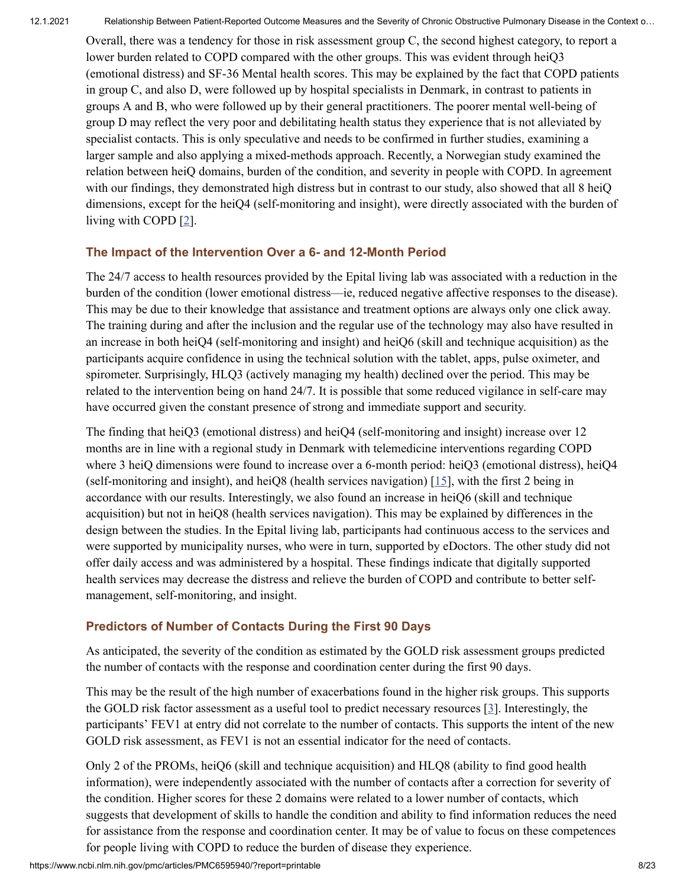Overall, there was a tendency for those in risk assessment group C, the second highest category, to report a lower burden related to COPD compared with the other groups. This was evident through heiQ3 (emotional distress) and SF-36 Mental health scores. This may be explained by the fact that COPD patients in group C, and also D, were followed up by hospital specialists in Denmark, in contrast to patients in groups A and B, who were followed up by their general practitioners. The poorer mental well-being of group D may reflect the very poor and debilitating health status they experience that is not alleviated by specialist contacts. This is only speculative and needs to be confirmed in further studies, examining a larger sample and also applying a mixed-methods approach. Recently, a Norwegian study examined the relation between heiQ domains, burden of the condition, and severity in people with COPD. In agreement with our findings, they demonstrated high distress but in contrast to our study, also showed that all 8 heiQ dimensions, except for the heiQ4 (self-monitoring and insight), were directly associated with the burden of living with COPD [2].

### The Impact of the Intervention Over a 6- and 12-Month Period

The 24/7 access to health resources provided by the Epital living lab was associated with a reduction in the burden of the condition (lower emotional distress—ie, reduced negative affective responses to the disease). This may be due to their knowledge that assistance and treatment options are always only one click away. The training during and after the inclusion and the regular use of the technology may also have resulted in an increase in both heiQ4 (self-monitoring and insight) and heiQ6 (skill and technique acquisition) as the participants acquire confidence in using the technical solution with the tablet, apps, pulse oximeter, and spirometer. Surprisingly, HLQ3 (actively managing my health) declined over the period. This may be related to the intervention being on hand 24/7. It is possible that some reduced vigilance in self-care may have occurred given the constant presence of strong and immediate support and security.

The finding that heiQ3 (emotional distress) and heiQ4 (self-monitoring and insight) increase over 12 months are in line with a regional study in Denmark with telemedicine interventions regarding COPD where 3 heiQ dimensions were found to increase over a 6-month period: heiQ3 (emotional distress), heiQ4 (self-monitoring and insight), and heiQ8 (health services navigation) [15], with the first 2 being in accordance with our results. Interestingly, we also found an increase in heiQ6 (skill and technique acquisition) but not in heiQ8 (health services navigation). This may be explained by differences in the design between the studies. In the Epital living lab, participants had continuous access to the services and were supported by municipality nurses, who were in turn, supported by eDoctors. The other study did not offer daily access and was administered by a hospital. These findings indicate that digitally supported health services may decrease the distress and relieve the burden of COPD and contribute to better self-management, self-monitoring, and insight.

### Predictors of Number of Contacts During the First 90 Days

As anticipated, the severity of the condition as estimated by the GOLD risk assessment groups predicted the number of contacts with the response and coordination center during the first 90 days.

This may be the result of the high number of exacerbations found in the higher risk groups. This supports the GOLD risk factor assessment as a useful tool to predict necessary resources [3]. Interestingly, the participants' FEV1 at entry did not correlate to the number of contacts. This supports the intent of the new GOLD risk assessment, as FEV1 is not an essential indicator for the need of contacts.

Only 2 of the PROMs, heiQ6 (skill and technique acquisition) and HLQ8 (ability to find good health information), were independently associated with the number of contacts after a correction for severity of the condition. Higher scores for these 2 domains were related to a lower number of contacts, which suggests that development of skills to handle the condition and ability to find information reduces the need for assistance from the response and coordination center. It may be of value to focus on these competences for people living with COPD to reduce the burden of disease they experience.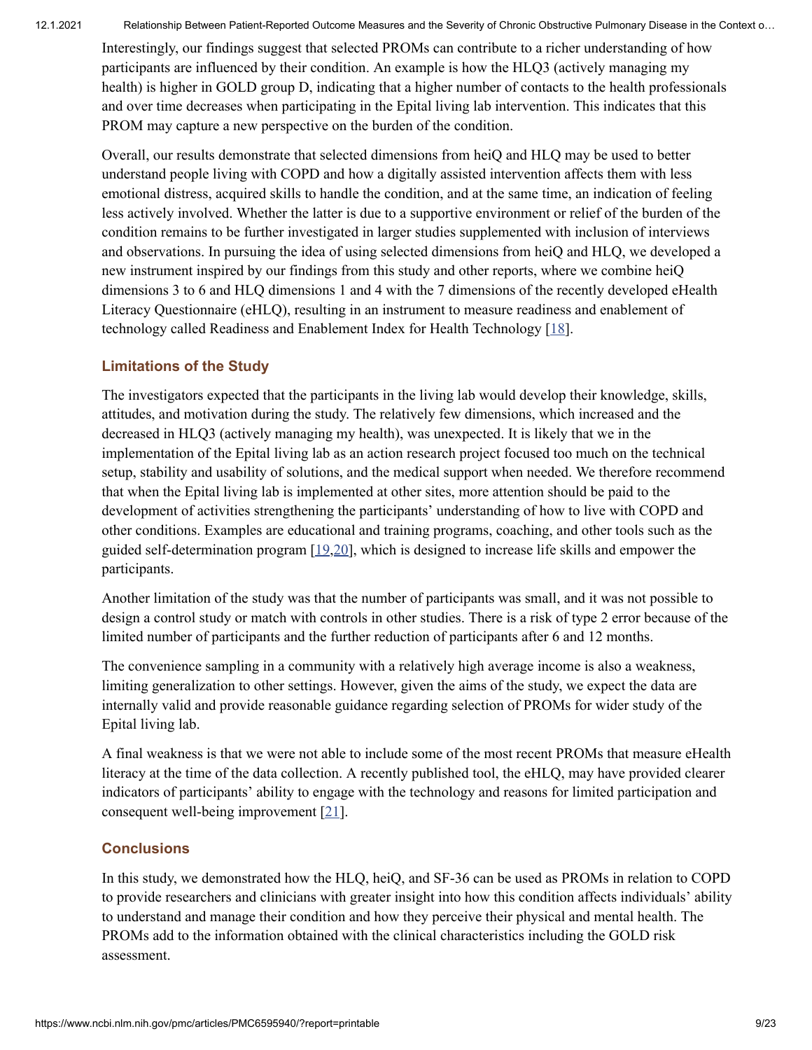Interestingly, our findings suggest that selected PROMs can contribute to a richer understanding of how participants are influenced by their condition. An example is how the HLQ3 (actively managing my health) is higher in GOLD group D, indicating that a higher number of contacts to the health professionals and over time decreases when participating in the Epital living lab intervention. This indicates that this PROM may capture a new perspective on the burden of the condition.

Overall, our results demonstrate that selected dimensions from heiQ and HLQ may be used to better understand people living with COPD and how a digitally assisted intervention affects them with less emotional distress, acquired skills to handle the condition, and at the same time, an indication of feeling less actively involved. Whether the latter is due to a supportive environment or relief of the burden of the condition remains to be further investigated in larger studies supplemented with inclusion of interviews and observations. In pursuing the idea of using selected dimensions from heiQ and HLQ, we developed a new instrument inspired by our findings from this study and other reports, where we combine heiQ dimensions 3 to 6 and HLQ dimensions 1 and 4 with the 7 dimensions of the recently developed eHealth Literacy Questionnaire (eHLQ), resulting in an instrument to measure readiness and enablement of technology called Readiness and Enablement Index for Health Technology [18].

### Limitations of the Study

The investigators expected that the participants in the living lab would develop their knowledge, skills, attitudes, and motivation during the study. The relatively few dimensions, which increased and the decreased in HLQ3 (actively managing my health), was unexpected. It is likely that we in the implementation of the Epital living lab as an action research project focused too much on the technical setup, stability and usability of solutions, and the medical support when needed. We therefore recommend that when the Epital living lab is implemented at other sites, more attention should be paid to the development of activities strengthening the participants' understanding of how to live with COPD and other conditions. Examples are educational and training programs, coaching, and other tools such as the guided self-determination program [19,20], which is designed to increase life skills and empower the participants.

Another limitation of the study was that the number of participants was small, and it was not possible to design a control study or match with controls in other studies. There is a risk of type 2 error because of the limited number of participants and the further reduction of participants after 6 and 12 months.

The convenience sampling in a community with a relatively high average income is also a weakness, limiting generalization to other settings. However, given the aims of the study, we expect the data are internally valid and provide reasonable guidance regarding selection of PROMs for wider study of the Epital living lab.

A final weakness is that we were not able to include some of the most recent PROMs that measure eHealth literacy at the time of the data collection. A recently published tool, the eHLQ, may have provided clearer indicators of participants' ability to engage with the technology and reasons for limited participation and consequent well-being improvement [21].

### Conclusions

In this study, we demonstrated how the HLQ, heiQ, and SF-36 can be used as PROMs in relation to COPD to provide researchers and clinicians with greater insight into how this condition affects individuals' ability to understand and manage their condition and how they perceive their physical and mental health. The PROMs add to the information obtained with the clinical characteristics including the GOLD risk assessment.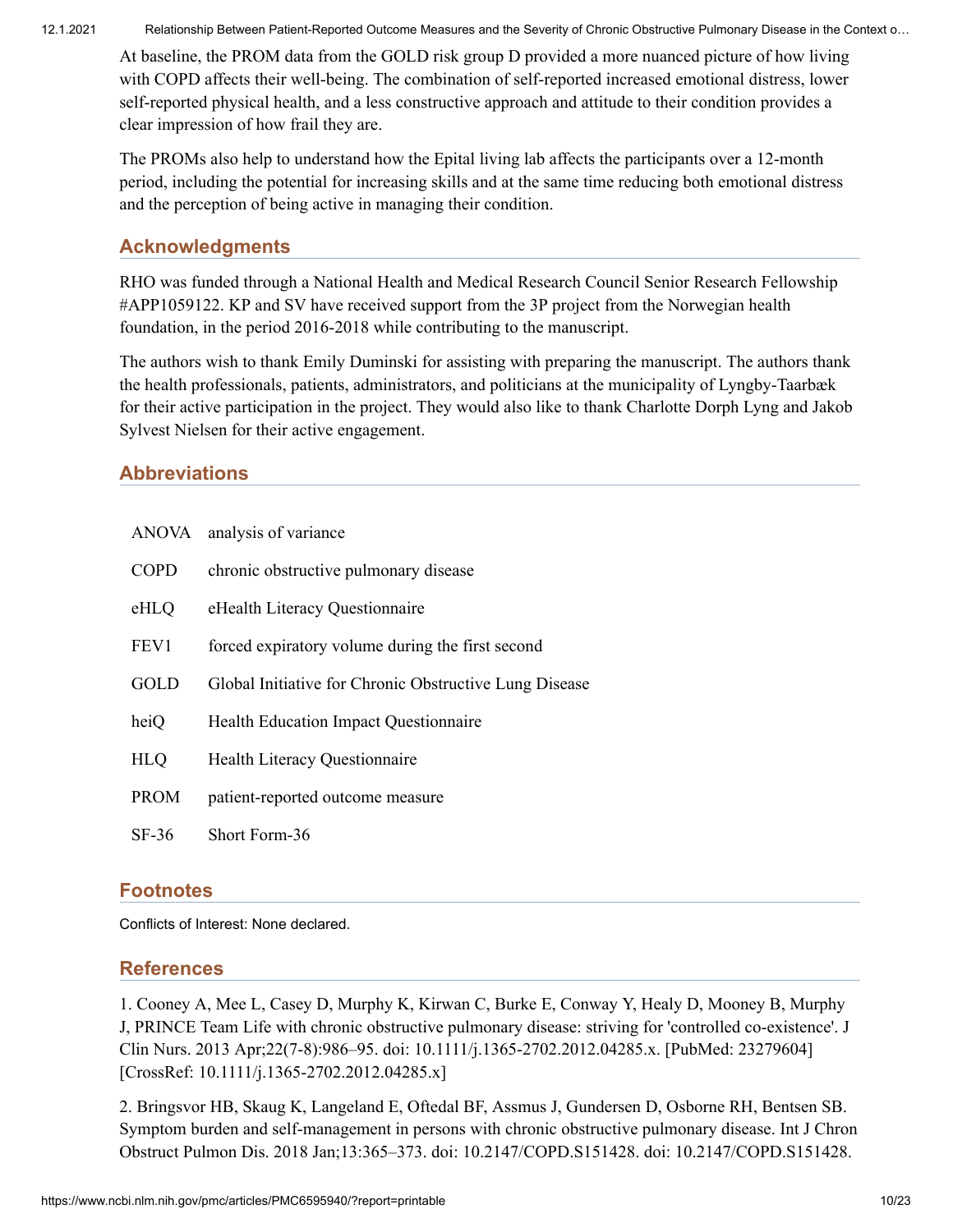At baseline, the PROM data from the GOLD risk group D provided a more nuanced picture of how living with COPD affects their well-being. The combination of self-reported increased emotional distress, lower self-reported physical health, and a less constructive approach and attitude to their condition provides a clear impression of how frail they are.

The PROMs also help to understand how the Epital living lab affects the participants over a 12-month period, including the potential for increasing skills and at the same time reducing both emotional distress and the perception of being active in managing their condition.

## Acknowledgments

RHO was funded through a National Health and Medical Research Council Senior Research Fellowship #APP1059122. KP and SV have received support from the 3P project from the Norwegian health foundation, in the period 2016-2018 while contributing to the manuscript.

The authors wish to thank Emily Duminski for assisting with preparing the manuscript. The authors thank the health professionals, patients, administrators, and politicians at the municipality of Lyngby-Taarbæk for their active participation in the project. They would also like to thank Charlotte Dorph Lyng and Jakob Sylvest Nielsen for their active engagement.

## Abbreviations

| | |
|---|---|
| ANOVA | analysis of variance |
| COPD | chronic obstructive pulmonary disease |
| eHLQ | eHealth Literacy Questionnaire |
| FEV1 | forced expiratory volume during the first second |
| GOLD | Global Initiative for Chronic Obstructive Lung Disease |
| heiQ | Health Education Impact Questionnaire |
| HLQ | Health Literacy Questionnaire |
| PROM | patient-reported outcome measure |
| SF-36 | Short Form-36 |

## Footnotes

Conflicts of Interest: None declared.

## References

1. Cooney A, Mee L, Casey D, Murphy K, Kirwan C, Burke E, Conway Y, Healy D, Mooney B, Murphy J, PRINCE Team Life with chronic obstructive pulmonary disease: striving for 'controlled co-existence'. J Clin Nurs. 2013 Apr;22(7-8):986–95. doi: 10.1111/j.1365-2702.2012.04285.x. [PubMed: 23279604] [CrossRef: 10.1111/j.1365-2702.2012.04285.x]

2. Bringsvor HB, Skaug K, Langeland E, Oftedal BF, Assmus J, Gundersen D, Osborne RH, Bentsen SB. Symptom burden and self-management in persons with chronic obstructive pulmonary disease. Int J Chron Obstruct Pulmon Dis. 2018 Jan;13:365–373. doi: 10.2147/COPD.S151428. doi: 10.2147/COPD.S151428.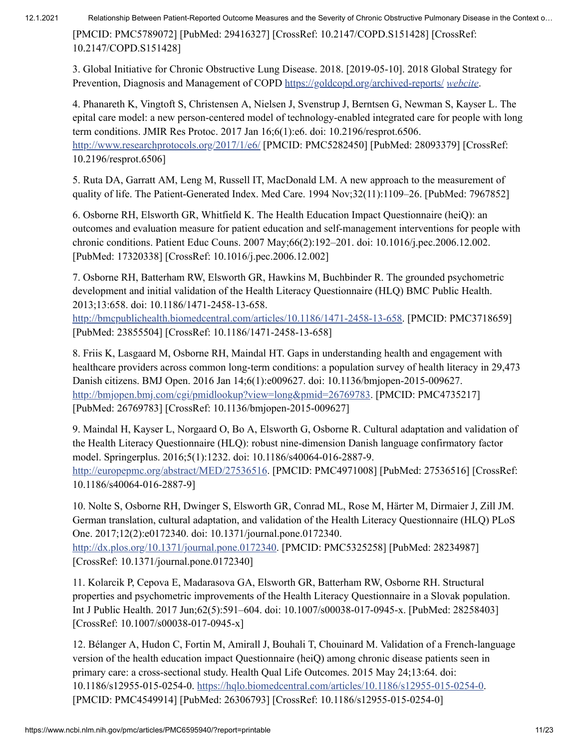[PMCID: PMC5789072] [PubMed: 29416327] [CrossRef: 10.2147/COPD.S151428] [CrossRef: 10.2147/COPD.S151428]

3. Global Initiative for Chronic Obstructive Lung Disease. 2018. [2019-05-10]. 2018 Global Strategy for Prevention, Diagnosis and Management of COPD https://goldcopd.org/archived-reports/ *webcite*.

4. Phanareth K, Vingtoft S, Christensen A, Nielsen J, Svenstrup J, Berntsen G, Newman S, Kayser L. The epital care model: a new person-centered model of technology-enabled integrated care for people with long term conditions. JMIR Res Protoc. 2017 Jan 16;6(1):e6. doi: 10.2196/resprot.6506. http://www.researchprotocols.org/2017/1/e6/ [PMCID: PMC5282450] [PubMed: 28093379] [CrossRef: 10.2196/resprot.6506]

5. Ruta DA, Garratt AM, Leng M, Russell IT, MacDonald LM. A new approach to the measurement of quality of life. The Patient-Generated Index. Med Care. 1994 Nov;32(11):1109–26. [PubMed: 7967852]

6. Osborne RH, Elsworth GR, Whitfield K. The Health Education Impact Questionnaire (heiQ): an outcomes and evaluation measure for patient education and self-management interventions for people with chronic conditions. Patient Educ Couns. 2007 May;66(2):192–201. doi: 10.1016/j.pec.2006.12.002. [PubMed: 17320338] [CrossRef: 10.1016/j.pec.2006.12.002]

7. Osborne RH, Batterham RW, Elsworth GR, Hawkins M, Buchbinder R. The grounded psychometric development and initial validation of the Health Literacy Questionnaire (HLQ) BMC Public Health. 2013;13:658. doi: 10.1186/1471-2458-13-658. http://bmcpublichealth.biomedcentral.com/articles/10.1186/1471-2458-13-658. [PMCID: PMC3718659] [PubMed: 23855504] [CrossRef: 10.1186/1471-2458-13-658]

8. Friis K, Lasgaard M, Osborne RH, Maindal HT. Gaps in understanding health and engagement with healthcare providers across common long-term conditions: a population survey of health literacy in 29,473 Danish citizens. BMJ Open. 2016 Jan 14;6(1):e009627. doi: 10.1136/bmjopen-2015-009627. http://bmjopen.bmj.com/cgi/pmidlookup?view=long&pmid=26769783. [PMCID: PMC4735217] [PubMed: 26769783] [CrossRef: 10.1136/bmjopen-2015-009627]

9. Maindal H, Kayser L, Norgaard O, Bo A, Elsworth G, Osborne R. Cultural adaptation and validation of the Health Literacy Questionnaire (HLQ): robust nine-dimension Danish language confirmatory factor model. Springerplus. 2016;5(1):1232. doi: 10.1186/s40064-016-2887-9. http://europepmc.org/abstract/MED/27536516. [PMCID: PMC4971008] [PubMed: 27536516] [CrossRef: 10.1186/s40064-016-2887-9]

10. Nolte S, Osborne RH, Dwinger S, Elsworth GR, Conrad ML, Rose M, Härter M, Dirmaier J, Zill JM. German translation, cultural adaptation, and validation of the Health Literacy Questionnaire (HLQ) PLoS One. 2017;12(2):e0172340. doi: 10.1371/journal.pone.0172340. http://dx.plos.org/10.1371/journal.pone.0172340. [PMCID: PMC5325258] [PubMed: 28234987] [CrossRef: 10.1371/journal.pone.0172340]

11. Kolarcik P, Cepova E, Madarasova GA, Elsworth GR, Batterham RW, Osborne RH. Structural properties and psychometric improvements of the Health Literacy Questionnaire in a Slovak population. Int J Public Health. 2017 Jun;62(5):591–604. doi: 10.1007/s00038-017-0945-x. [PubMed: 28258403] [CrossRef: 10.1007/s00038-017-0945-x]

12. Bélanger A, Hudon C, Fortin M, Amirall J, Bouhali T, Chouinard M. Validation of a French-language version of the health education impact Questionnaire (heiQ) among chronic disease patients seen in primary care: a cross-sectional study. Health Qual Life Outcomes. 2015 May 24;13:64. doi: 10.1186/s12955-015-0254-0. https://hqlo.biomedcentral.com/articles/10.1186/s12955-015-0254-0. [PMCID: PMC4549914] [PubMed: 26306793] [CrossRef: 10.1186/s12955-015-0254-0]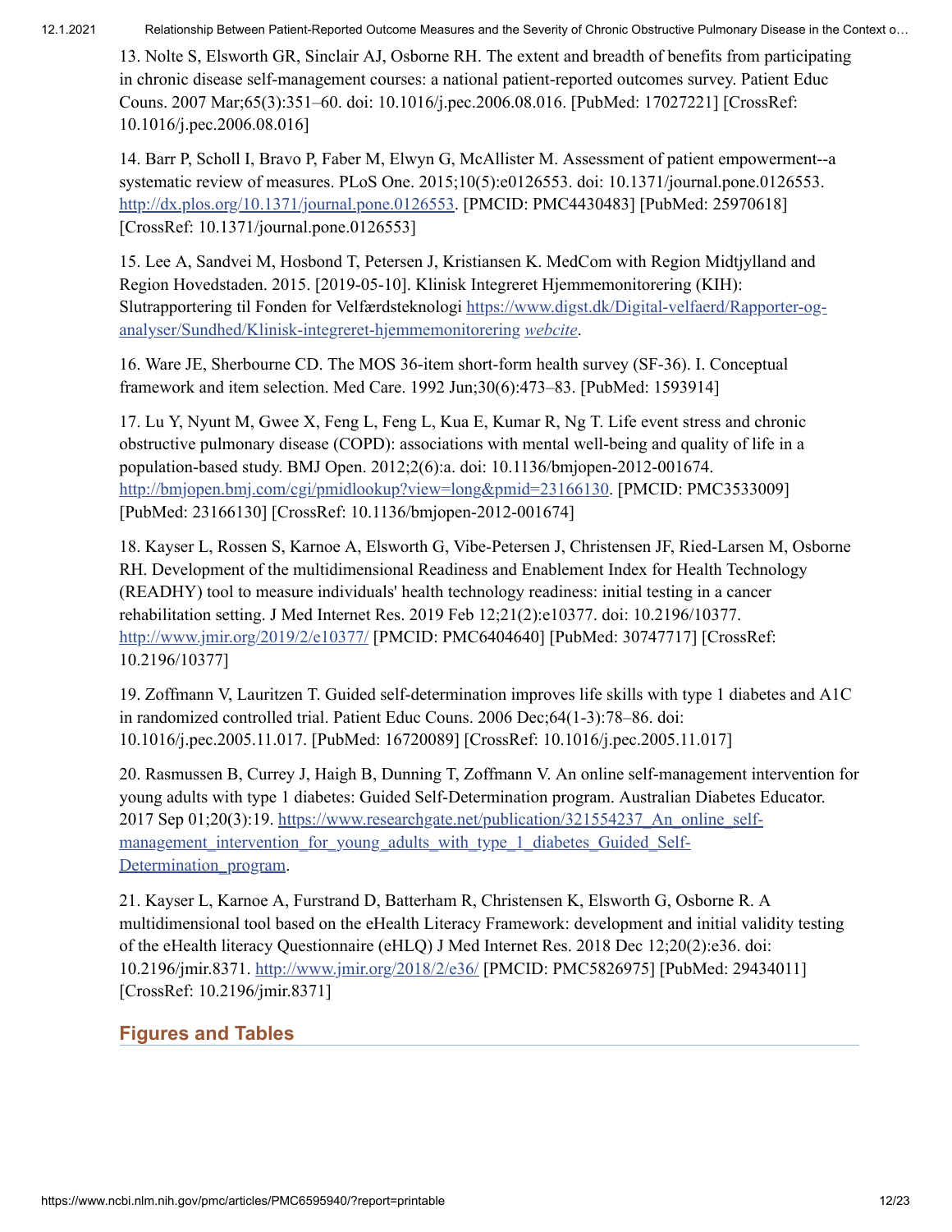13. Nolte S, Elsworth GR, Sinclair AJ, Osborne RH. The extent and breadth of benefits from participating in chronic disease self-management courses: a national patient-reported outcomes survey. Patient Educ Couns. 2007 Mar;65(3):351–60. doi: 10.1016/j.pec.2006.08.016. [PubMed: 17027221] [CrossRef: 10.1016/j.pec.2006.08.016]

14. Barr P, Scholl I, Bravo P, Faber M, Elwyn G, McAllister M. Assessment of patient empowerment--a systematic review of measures. PLoS One. 2015;10(5):e0126553. doi: 10.1371/journal.pone.0126553. http://dx.plos.org/10.1371/journal.pone.0126553. [PMCID: PMC4430483] [PubMed: 25970618] [CrossRef: 10.1371/journal.pone.0126553]

15. Lee A, Sandvei M, Hosbond T, Petersen J, Kristiansen K. MedCom with Region Midtjylland and Region Hovedstaden. 2015. [2019-05-10]. Klinisk Integreret Hjemmemonitorering (KIH): Slutrapportering til Fonden for Velfærdsteknologi https://www.digst.dk/Digital-velfaerd/Rapporter-og-analyser/Sundhed/Klinisk-integreret-hjemmemonitorering *webcite*.

16. Ware JE, Sherbourne CD. The MOS 36-item short-form health survey (SF-36). I. Conceptual framework and item selection. Med Care. 1992 Jun;30(6):473–83. [PubMed: 1593914]

17. Lu Y, Nyunt M, Gwee X, Feng L, Feng L, Kua E, Kumar R, Ng T. Life event stress and chronic obstructive pulmonary disease (COPD): associations with mental well-being and quality of life in a population-based study. BMJ Open. 2012;2(6):a. doi: 10.1136/bmjopen-2012-001674. http://bmjopen.bmj.com/cgi/pmidlookup?view=long&pmid=23166130. [PMCID: PMC3533009] [PubMed: 23166130] [CrossRef: 10.1136/bmjopen-2012-001674]

18. Kayser L, Rossen S, Karnoe A, Elsworth G, Vibe-Petersen J, Christensen JF, Ried-Larsen M, Osborne RH. Development of the multidimensional Readiness and Enablement Index for Health Technology (READHY) tool to measure individuals' health technology readiness: initial testing in a cancer rehabilitation setting. J Med Internet Res. 2019 Feb 12;21(2):e10377. doi: 10.2196/10377. http://www.jmir.org/2019/2/e10377/ [PMCID: PMC6404640] [PubMed: 30747717] [CrossRef: 10.2196/10377]

19. Zoffmann V, Lauritzen T. Guided self-determination improves life skills with type 1 diabetes and A1C in randomized controlled trial. Patient Educ Couns. 2006 Dec;64(1-3):78–86. doi: 10.1016/j.pec.2005.11.017. [PubMed: 16720089] [CrossRef: 10.1016/j.pec.2005.11.017]

20. Rasmussen B, Currey J, Haigh B, Dunning T, Zoffmann V. An online self-management intervention for young adults with type 1 diabetes: Guided Self-Determination program. Australian Diabetes Educator. 2017 Sep 01;20(3):19. https://www.researchgate.net/publication/321554237_An_online_self-management_intervention_for_young_adults_with_type_1_diabetes_Guided_Self-Determination_program.

21. Kayser L, Karnoe A, Furstrand D, Batterham R, Christensen K, Elsworth G, Osborne R. A multidimensional tool based on the eHealth Literacy Framework: development and initial validity testing of the eHealth literacy Questionnaire (eHLQ) J Med Internet Res. 2018 Dec 12;20(2):e36. doi: 10.2196/jmir.8371. http://www.jmir.org/2018/2/e36/ [PMCID: PMC5826975] [PubMed: 29434011] [CrossRef: 10.2196/jmir.8371]

## Figures and Tables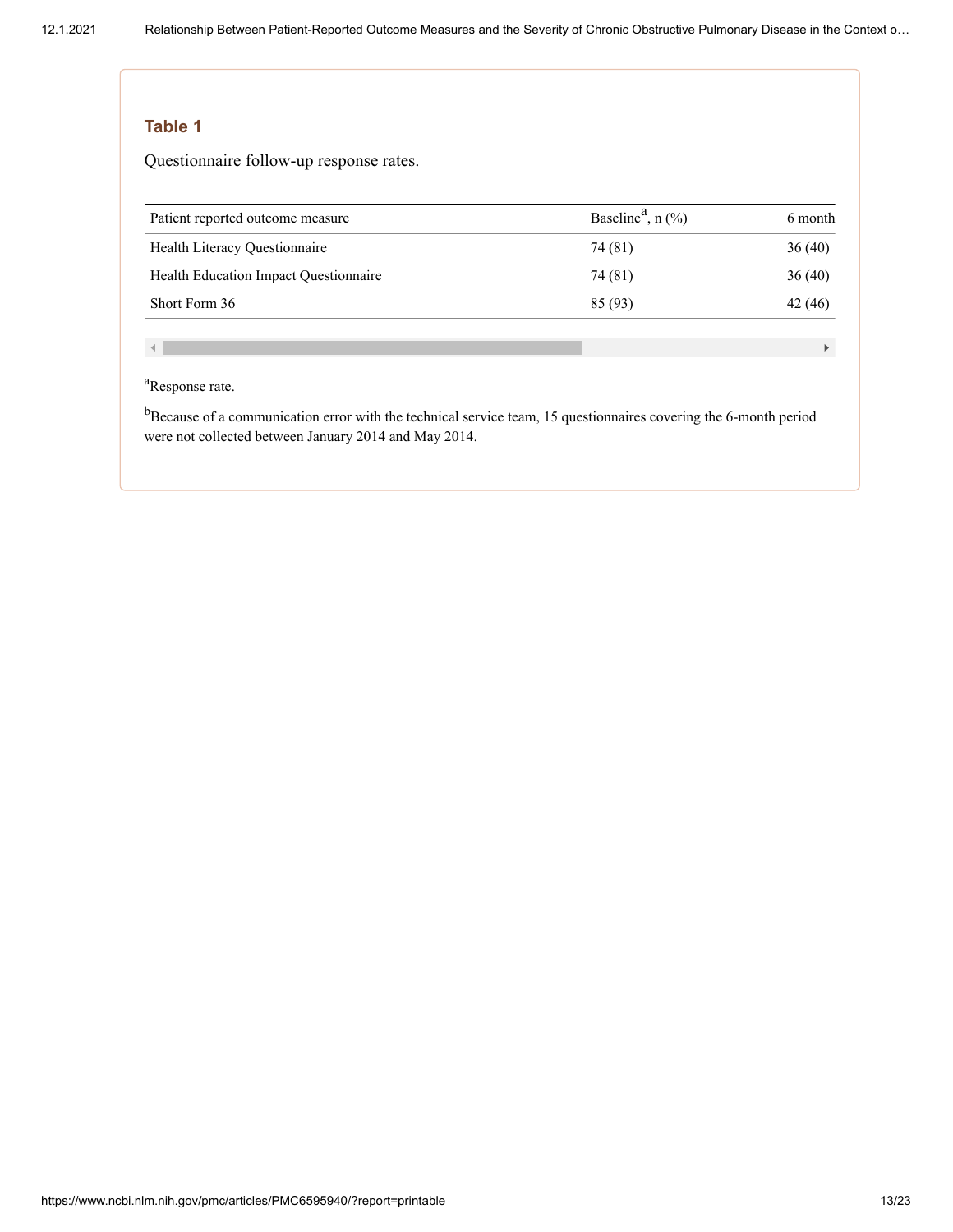## Table 1

Questionnaire follow-up response rates.

| Patient reported outcome measure | Baseline[a], n (%) | 6 month |
| --- | --- | --- |
| Health Literacy Questionnaire | 74 (81) | 36 (40) |
| Health Education Impact Questionnaire | 74 (81) | 36 (40) |
| Short Form 36 | 85 (93) | 42 (46) |

[a]Response rate.

[b]Because of a communication error with the technical service team, 15 questionnaires covering the 6-month period were not collected between January 2014 and May 2014.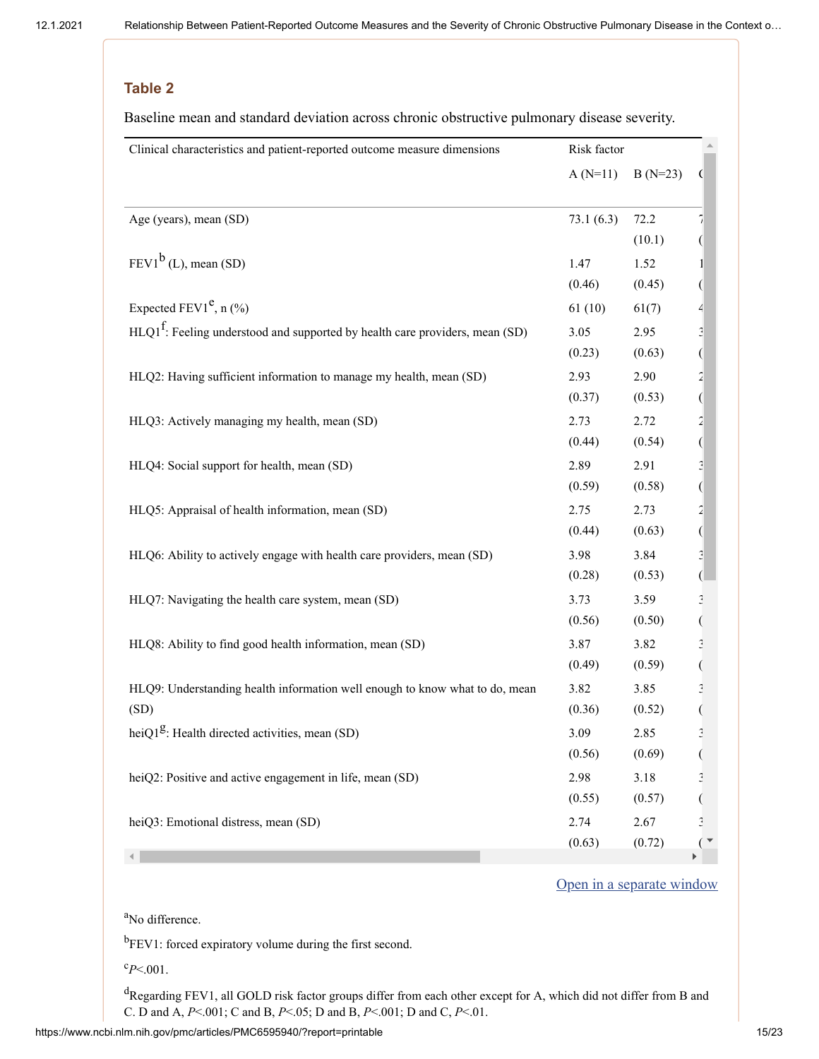## Table 2

Baseline mean and standard deviation across chronic obstructive pulmonary disease severity.

| Clinical characteristics and patient-reported outcome measure dimensions | Risk factor | |
|---|---|---|
| | A (N=11) | B (N=23) |
| Age (years), mean (SD) | 73.1 (6.3) | 72.2 (10.1) |
| FEV1[b] (L), mean (SD) | 1.47 (0.46) | 1.52 (0.45) |
| Expected FEV1[e], n (%) | 61 (10) | 61(7) |
| HLQ1[f]: Feeling understood and supported by health care providers, mean (SD) | 3.05 (0.23) | 2.95 (0.63) |
| HLQ2: Having sufficient information to manage my health, mean (SD) | 2.93 (0.37) | 2.90 (0.53) |
| HLQ3: Actively managing my health, mean (SD) | 2.73 (0.44) | 2.72 (0.54) |
| HLQ4: Social support for health, mean (SD) | 2.89 (0.59) | 2.91 (0.58) |
| HLQ5: Appraisal of health information, mean (SD) | 2.75 (0.44) | 2.73 (0.63) |
| HLQ6: Ability to actively engage with health care providers, mean (SD) | 3.98 (0.28) | 3.84 (0.53) |
| HLQ7: Navigating the health care system, mean (SD) | 3.73 (0.56) | 3.59 (0.50) |
| HLQ8: Ability to find good health information, mean (SD) | 3.87 (0.49) | 3.82 (0.59) |
| HLQ9: Understanding health information well enough to know what to do, mean (SD) | 3.82 (0.36) | 3.85 (0.52) |
| heiQ1[g]: Health directed activities, mean (SD) | 3.09 (0.56) | 2.85 (0.69) |
| heiQ2: Positive and active engagement in life, mean (SD) | 2.98 (0.55) | 3.18 (0.57) |
| heiQ3: Emotional distress, mean (SD) | 2.74 (0.63) | 2.67 (0.72) |

[a]No difference.

[b]FEV1: forced expiratory volume during the first second.

[c]$P<.001$.

[d]Regarding FEV1, all GOLD risk factor groups differ from each other except for A, which did not differ from B and C. D and A, $P<.001$; C and B, $P<.05$; D and B, $P<.001$; D and C, $P<.01$.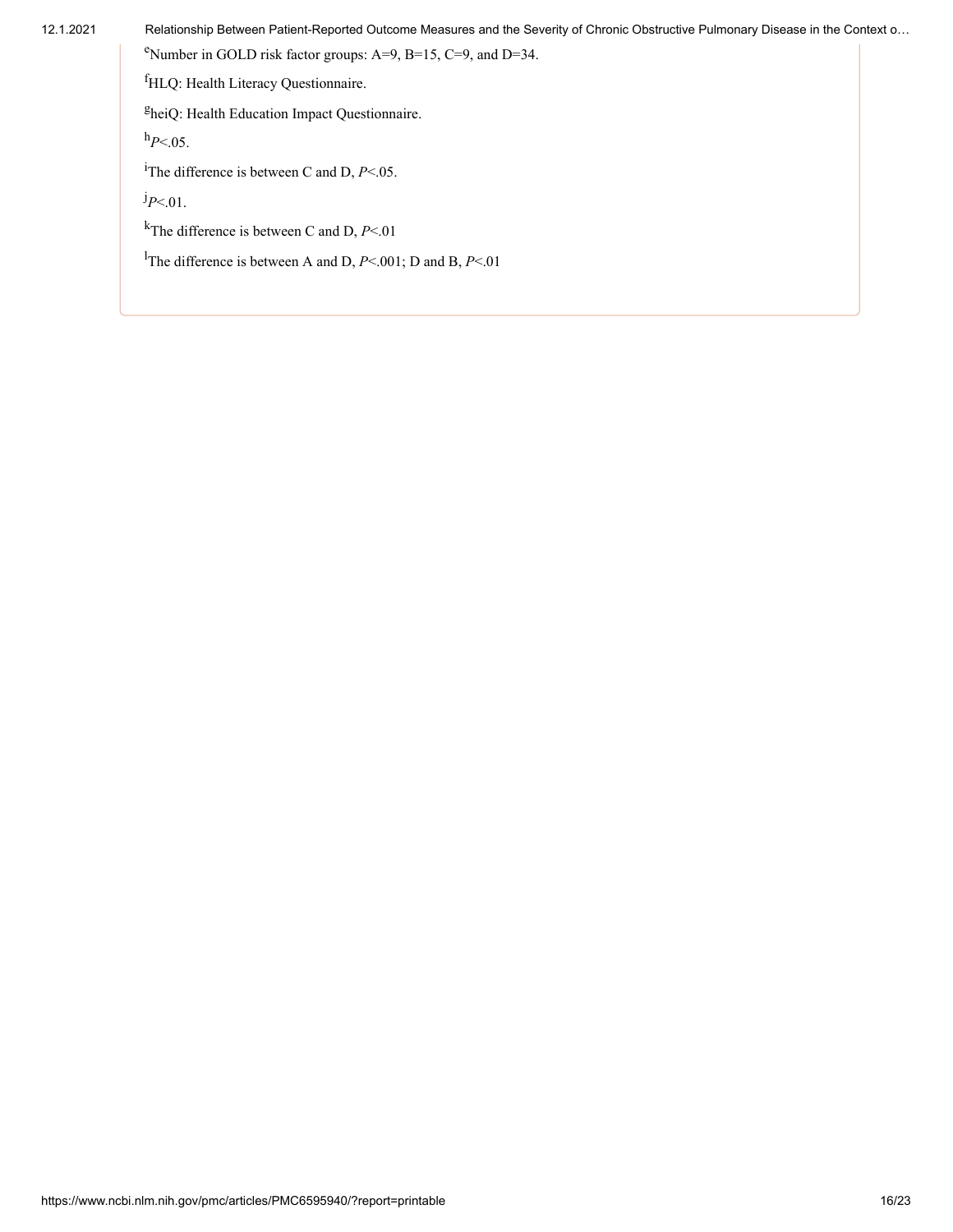[e]Number in GOLD risk factor groups: A=9, B=15, C=9, and D=34.

[f]HLQ: Health Literacy Questionnaire.

[g]heiQ: Health Education Impact Questionnaire.

[h]$P<.05$.

[i]The difference is between C and D, $P<.05$.

[j]$P<.01$.

[k]The difference is between C and D, $P<.01$

[l]The difference is between A and D, $P<.001$; D and B, $P<.01$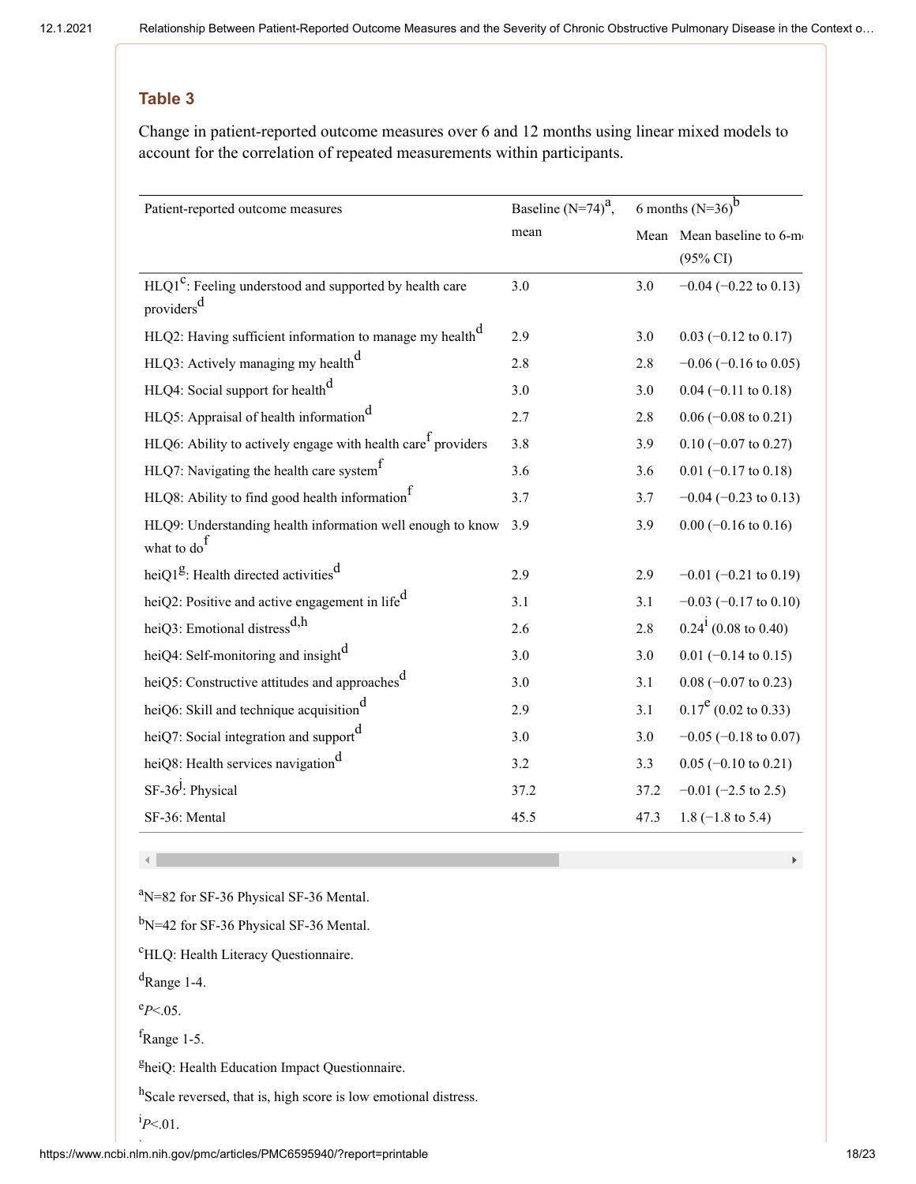### Table 3

Change in patient-reported outcome measures over 6 and 12 months using linear mixed models to account for the correlation of repeated measurements within participants.

| Patient-reported outcome measures | Baseline (N=74)[a], mean | 6 months (N=36)[b] | |
|---|---|---|---|
| | | Mean | Mean baseline to 6-m (95% CI) |
| HLQ1[c]: Feeling understood and supported by health care providers[d] | 3.0 | 3.0 | −0.04 (−0.22 to 0.13) |
| HLQ2: Having sufficient information to manage my health[d] | 2.9 | 3.0 | 0.03 (−0.12 to 0.17) |
| HLQ3: Actively managing my health[d] | 2.8 | 2.8 | −0.06 (−0.16 to 0.05) |
| HLQ4: Social support for health[d] | 3.0 | 3.0 | 0.04 (−0.11 to 0.18) |
| HLQ5: Appraisal of health information[d] | 2.7 | 2.8 | 0.06 (−0.08 to 0.21) |
| HLQ6: Ability to actively engage with health care[f] providers | 3.8 | 3.9 | 0.10 (−0.07 to 0.27) |
| HLQ7: Navigating the health care system[f] | 3.6 | 3.6 | 0.01 (−0.17 to 0.18) |
| HLQ8: Ability to find good health information[f] | 3.7 | 3.7 | −0.04 (−0.23 to 0.13) |
| HLQ9: Understanding health information well enough to know what to do[f] | 3.9 | 3.9 | 0.00 (−0.16 to 0.16) |
| heiQ1[g]: Health directed activities[d] | 2.9 | 2.9 | −0.01 (−0.21 to 0.19) |
| heiQ2: Positive and active engagement in life[d] | 3.1 | 3.1 | −0.03 (−0.17 to 0.10) |
| heiQ3: Emotional distress[d,h] | 2.6 | 2.8 | 0.24[i] (0.08 to 0.40) |
| heiQ4: Self-monitoring and insight[d] | 3.0 | 3.0 | 0.01 (−0.14 to 0.15) |
| heiQ5: Constructive attitudes and approaches[d] | 3.0 | 3.1 | 0.08 (−0.07 to 0.23) |
| heiQ6: Skill and technique acquisition[d] | 2.9 | 3.1 | 0.17[e] (0.02 to 0.33) |
| heiQ7: Social integration and support[d] | 3.0 | 3.0 | −0.05 (−0.18 to 0.07) |
| heiQ8: Health services navigation[d] | 3.2 | 3.3 | 0.05 (−0.10 to 0.21) |
| SF-36[j]: Physical | 37.2 | 37.2 | −0.01 (−2.5 to 2.5) |
| SF-36: Mental | 45.5 | 47.3 | 1.8 (−1.8 to 5.4) |

[a]N=82 for SF-36 Physical SF-36 Mental.

[b]N=42 for SF-36 Physical SF-36 Mental.

[c]HLQ: Health Literacy Questionnaire.

[d]Range 1-4.

[e]$P<.05$.

[f]Range 1-5.

[g]heiQ: Health Education Impact Questionnaire.

[h]Scale reversed, that is, high score is low emotional distress.

[i]$P<.01$.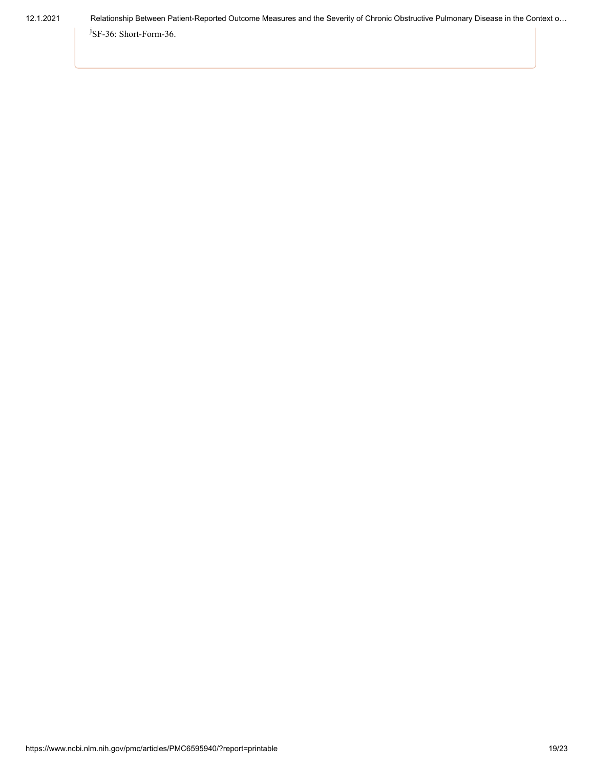[j]SF-36: Short-Form-36.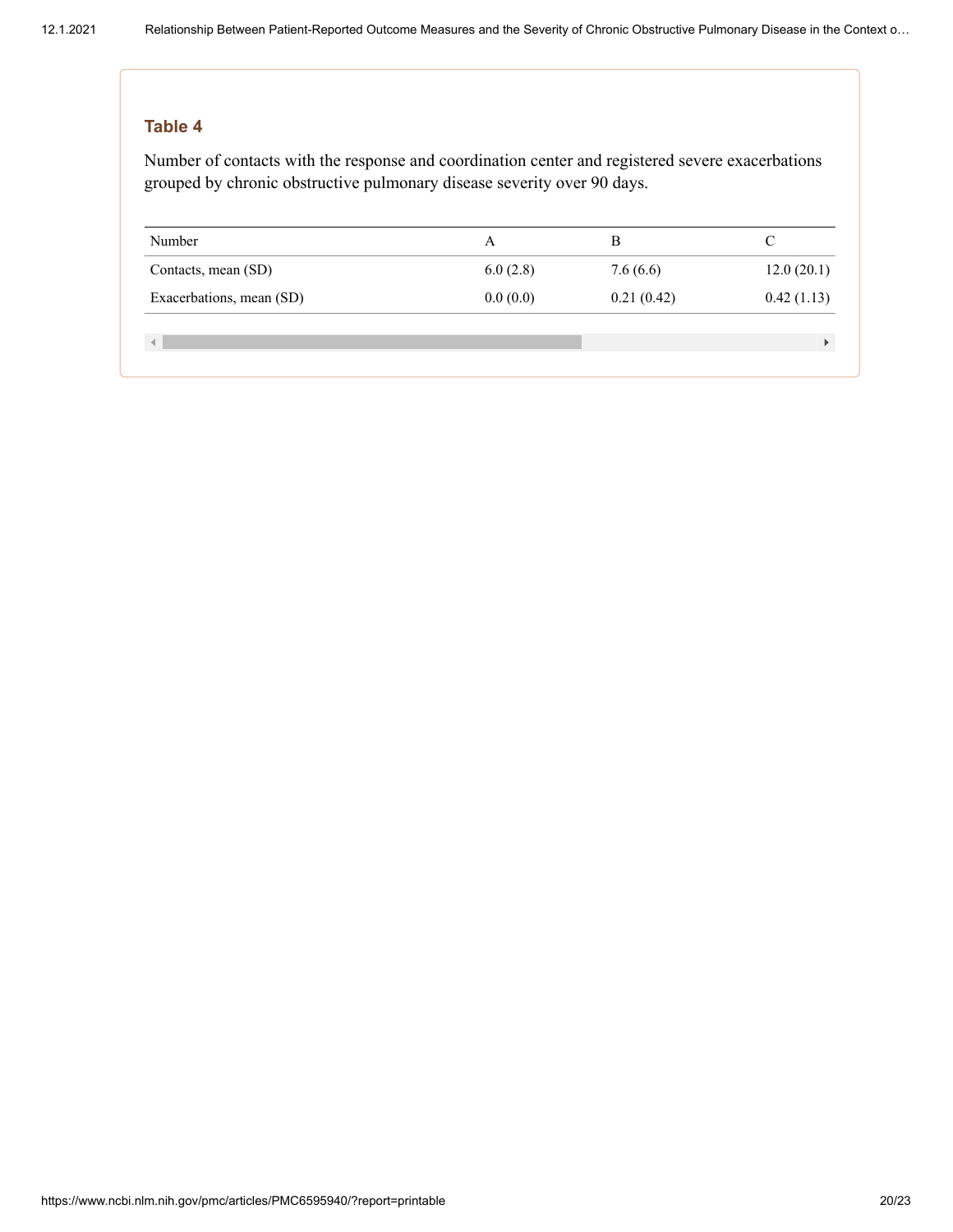### Table 4

Number of contacts with the response and coordination center and registered severe exacerbations grouped by chronic obstructive pulmonary disease severity over 90 days.

| Number | A | B | C |
|---|---|---|---|
| Contacts, mean (SD) | 6.0 (2.8) | 7.6 (6.6) | 12.0 (20.1) |
| Exacerbations, mean (SD) | 0.0 (0.0) | 0.21 (0.42) | 0.42 (1.13) |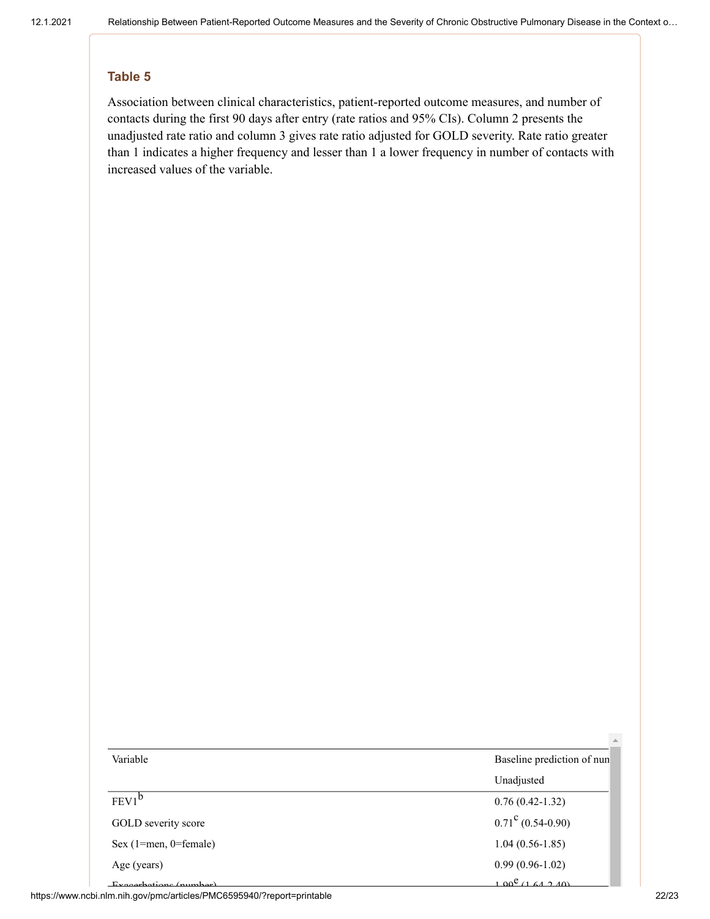**Table 5**

Association between clinical characteristics, patient-reported outcome measures, and number of contacts during the first 90 days after entry (rate ratios and 95% CIs). Column 2 presents the unadjusted rate ratio and column 3 gives rate ratio adjusted for GOLD severity. Rate ratio greater than 1 indicates a higher frequency and lesser than 1 a lower frequency in number of contacts with increased values of the variable.

| Variable | Baseline prediction of nun |
|---|---|
| | Unadjusted |
| FEV1[b] | 0.76 (0.42-1.32) |
| GOLD severity score | 0.71[c] (0.54-0.90) |
| Sex (1=men, 0=female) | 1.04 (0.56-1.85) |
| Age (years) | 0.99 (0.96-1.02) |
| Exacerbations (number) | 1.99[e] (1.64-2.40) |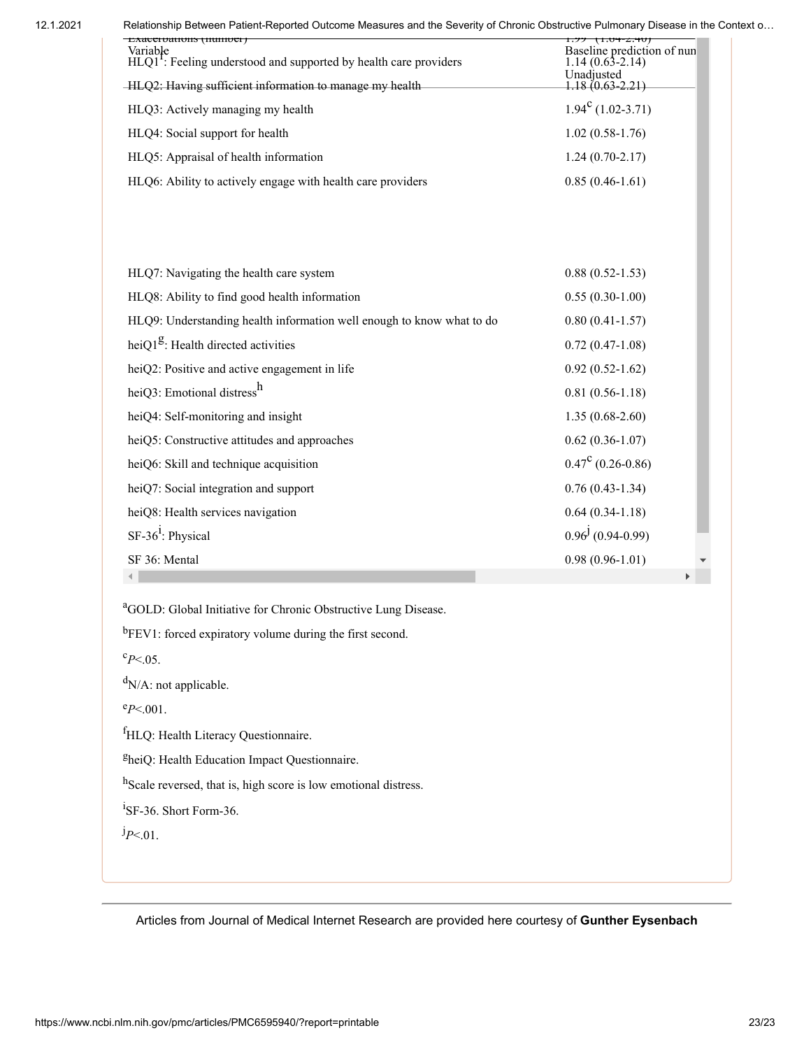| Variable | Baseline prediction of number of exacerbations, Unadjusted |
| --- | --- |
| Exacerbations (number) | 1.99 (1.64-2.40) |
| HLQ1[f]: Feeling understood and supported by health care providers | 1.14 (0.63-2.14) |
| HLQ2: Having sufficient information to manage my health | 1.18 (0.63-2.21) |
| HLQ3: Actively managing my health | 1.94[c] (1.02-3.71) |
| HLQ4: Social support for health | 1.02 (0.58-1.76) |
| HLQ5: Appraisal of health information | 1.24 (0.70-2.17) |
| HLQ6: Ability to actively engage with health care providers | 0.85 (0.46-1.61) |
| HLQ7: Navigating the health care system | 0.88 (0.52-1.53) |
| HLQ8: Ability to find good health information | 0.55 (0.30-1.00) |
| HLQ9: Understanding health information well enough to know what to do | 0.80 (0.41-1.57) |
| heiQ1[g]: Health directed activities | 0.72 (0.47-1.08) |
| heiQ2: Positive and active engagement in life | 0.92 (0.52-1.62) |
| heiQ3: Emotional distress[h] | 0.81 (0.56-1.18) |
| heiQ4: Self-monitoring and insight | 1.35 (0.68-2.60) |
| heiQ5: Constructive attitudes and approaches | 0.62 (0.36-1.07) |
| heiQ6: Skill and technique acquisition | 0.47[c] (0.26-0.86) |
| heiQ7: Social integration and support | 0.76 (0.43-1.34) |
| heiQ8: Health services navigation | 0.64 (0.34-1.18) |
| SF-36[i]: Physical | 0.96[j] (0.94-0.99) |
| SF 36: Mental | 0.98 (0.96-1.01) |

[a]GOLD: Global Initiative for Chronic Obstructive Lung Disease.

[b]FEV1: forced expiratory volume during the first second.

[c]$P<.05$.

[d]N/A: not applicable.

[e]$P<.001$.

[f]HLQ: Health Literacy Questionnaire.

[g]heiQ: Health Education Impact Questionnaire.

[h]Scale reversed, that is, high score is low emotional distress.

[i]SF-36. Short Form-36.

[j]$P<.01$.

Articles from Journal of Medical Internet Research are provided here courtesy of **Gunther Eysenbach**